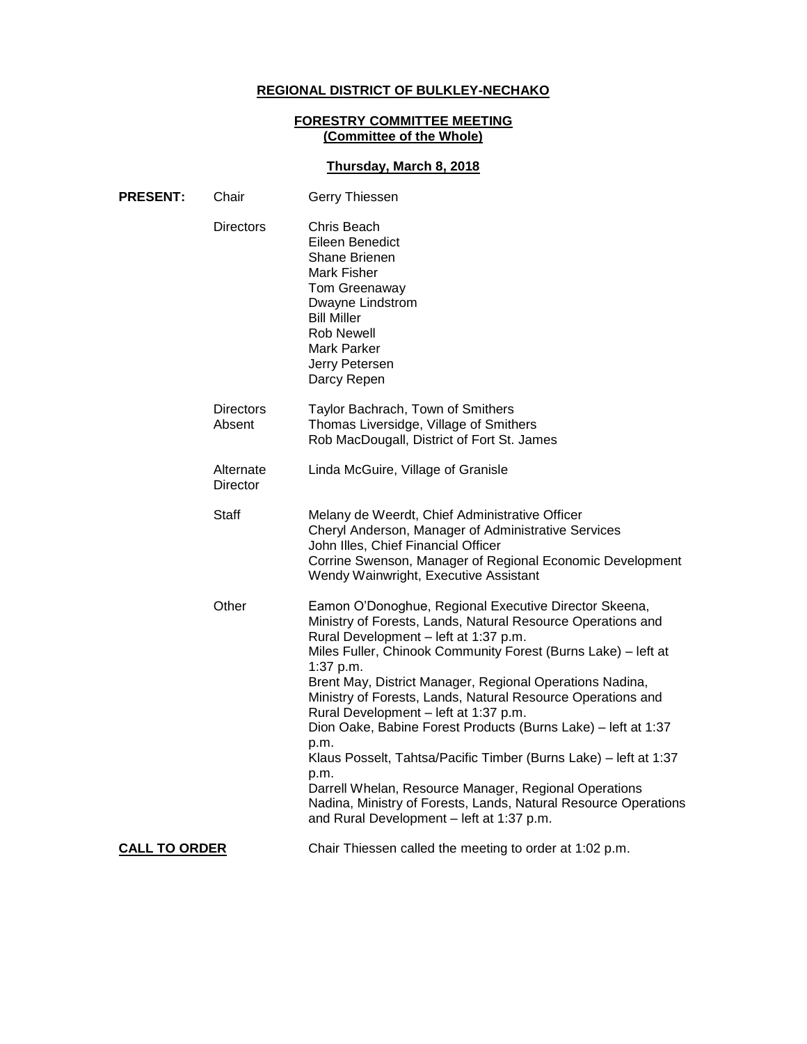**REGIONAL DISTRICT OF BULKLEY-NECHAKO**

**FORESTRY COMMITTEE MEETING**
**(Committee of the Whole)**

**Thursday, March 8, 2018**

| | | |
|---|---|---|
| **PRESENT:** | Chair | Gerry Thiessen |
| | Directors | Chris Beach<br>Eileen Benedict<br>Shane Brienen<br>Mark Fisher<br>Tom Greenaway<br>Dwayne Lindstrom<br>Bill Miller<br>Rob Newell<br>Mark Parker<br>Jerry Petersen<br>Darcy Repen |
| | Directors Absent | Taylor Bachrach, Town of Smithers<br>Thomas Liversidge, Village of Smithers<br>Rob MacDougall, District of Fort St. James |
| | Alternate Director | Linda McGuire, Village of Granisle |
| | Staff | Melany de Weerdt, Chief Administrative Officer<br>Cheryl Anderson, Manager of Administrative Services<br>John Illes, Chief Financial Officer<br>Corrine Swenson, Manager of Regional Economic Development<br>Wendy Wainwright, Executive Assistant |
| | Other | Eamon O'Donoghue, Regional Executive Director Skeena, Ministry of Forests, Lands, Natural Resource Operations and Rural Development – left at 1:37 p.m.<br>Miles Fuller, Chinook Community Forest (Burns Lake) – left at 1:37 p.m.<br>Brent May, District Manager, Regional Operations Nadina, Ministry of Forests, Lands, Natural Resource Operations and Rural Development – left at 1:37 p.m.<br>Dion Oake, Babine Forest Products (Burns Lake) – left at 1:37 p.m.<br>Klaus Posselt, Tahtsa/Pacific Timber (Burns Lake) – left at 1:37 p.m.<br>Darrell Whelan, Resource Manager, Regional Operations Nadina, Ministry of Forests, Lands, Natural Resource Operations and Rural Development – left at 1:37 p.m. |

**CALL TO ORDER** Chair Thiessen called the meeting to order at 1:02 p.m.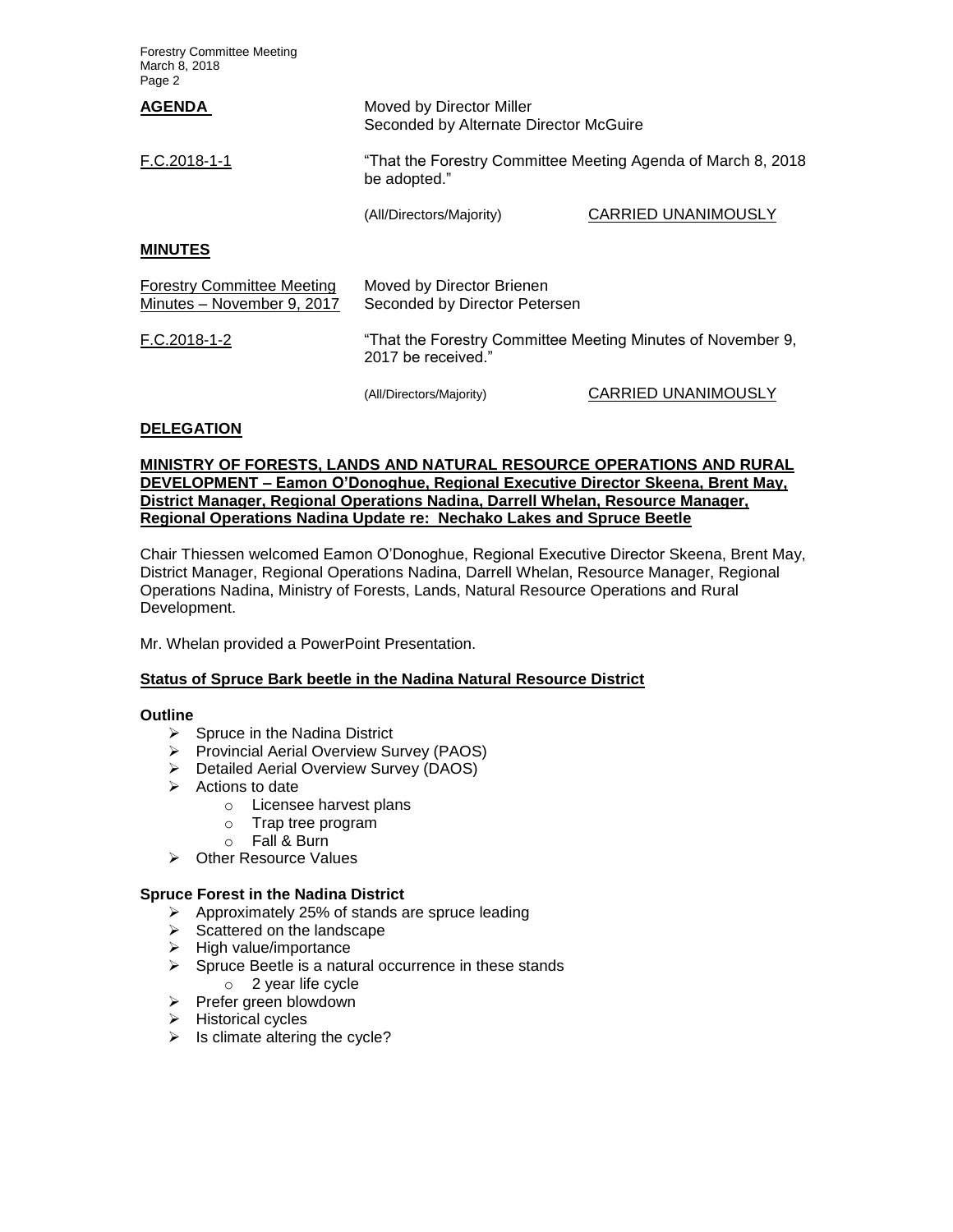**AGENDA**

Moved by Director Miller
Seconded by Alternate Director McGuire

F.C.2018-1-1

"That the Forestry Committee Meeting Agenda of March 8, 2018 be adopted."

(All/Directors/Majority) CARRIED UNANIMOUSLY

## MINUTES

Forestry Committee Meeting Minutes – November 9, 2017

Moved by Director Brienen
Seconded by Director Petersen

F.C.2018-1-2

"That the Forestry Committee Meeting Minutes of November 9, 2017 be received."

(All/Directors/Majority) CARRIED UNANIMOUSLY

## DELEGATION

**MINISTRY OF FORESTS, LANDS AND NATURAL RESOURCE OPERATIONS AND RURAL DEVELOPMENT – Eamon O'Donoghue, Regional Executive Director Skeena, Brent May, District Manager, Regional Operations Nadina, Darrell Whelan, Resource Manager, Regional Operations Nadina Update re: Nechako Lakes and Spruce Beetle**

Chair Thiessen welcomed Eamon O'Donoghue, Regional Executive Director Skeena, Brent May, District Manager, Regional Operations Nadina, Darrell Whelan, Resource Manager, Regional Operations Nadina, Ministry of Forests, Lands, Natural Resource Operations and Rural Development.

Mr. Whelan provided a PowerPoint Presentation.

**Status of Spruce Bark beetle in the Nadina Natural Resource District**

**Outline**

- Spruce in the Nadina District
- Provincial Aerial Overview Survey (PAOS)
- Detailed Aerial Overview Survey (DAOS)
- Actions to date
  - Licensee harvest plans
  - Trap tree program
  - Fall & Burn
- Other Resource Values

**Spruce Forest in the Nadina District**

- Approximately 25% of stands are spruce leading
- Scattered on the landscape
- High value/importance
- Spruce Beetle is a natural occurrence in these stands
  - 2 year life cycle
- Prefer green blowdown
- Historical cycles
- Is climate altering the cycle?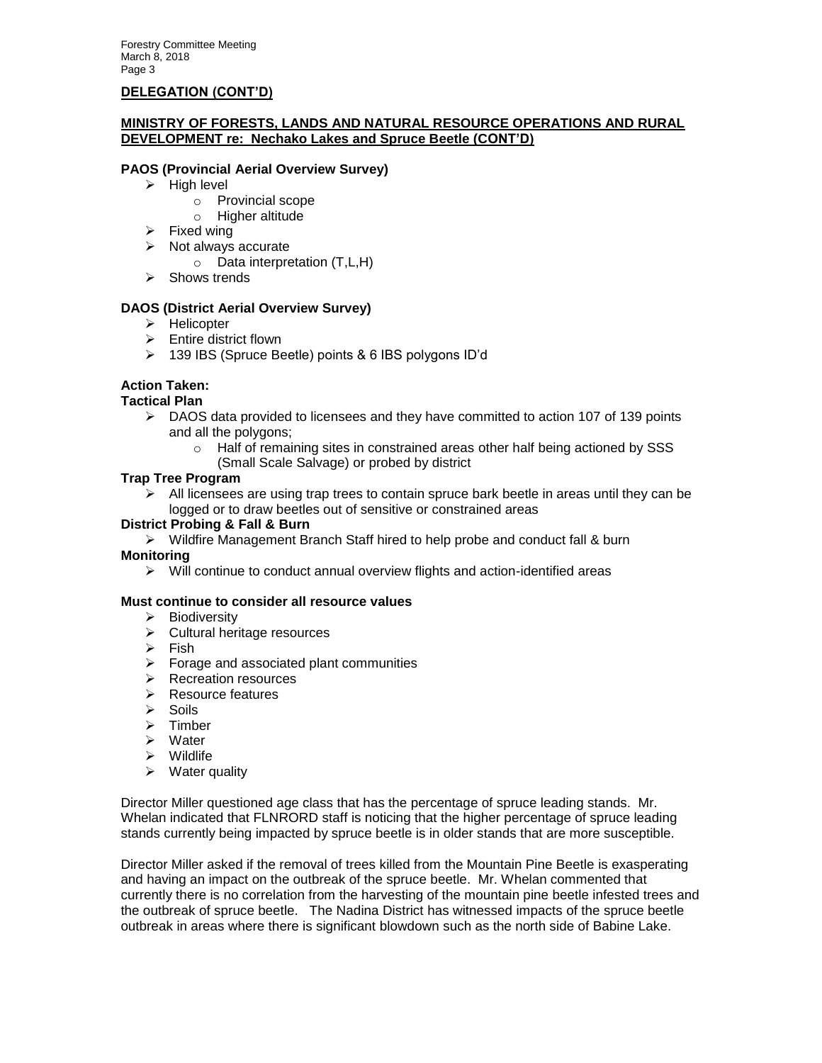## DELEGATION (CONT'D)

### MINISTRY OF FORESTS, LANDS AND NATURAL RESOURCE OPERATIONS AND RURAL DEVELOPMENT re: Nechako Lakes and Spruce Beetle (CONT'D)

**PAOS (Provincial Aerial Overview Survey)**

- High level
  - Provincial scope
  - Higher altitude
- Fixed wing
- Not always accurate
  - Data interpretation (T,L,H)
- Shows trends

**DAOS (District Aerial Overview Survey)**

- Helicopter
- Entire district flown
- 139 IBS (Spruce Beetle) points & 6 IBS polygons ID'd

**Action Taken:**

**Tactical Plan**

- DAOS data provided to licensees and they have committed to action 107 of 139 points and all the polygons;
  - Half of remaining sites in constrained areas other half being actioned by SSS (Small Scale Salvage) or probed by district

**Trap Tree Program**

- All licensees are using trap trees to contain spruce bark beetle in areas until they can be logged or to draw beetles out of sensitive or constrained areas

**District Probing & Fall & Burn**

- Wildfire Management Branch Staff hired to help probe and conduct fall & burn

**Monitoring**

- Will continue to conduct annual overview flights and action-identified areas

**Must continue to consider all resource values**

- Biodiversity
- Cultural heritage resources
- Fish
- Forage and associated plant communities
- Recreation resources
- Resource features
- Soils
- Timber
- Water
- Wildlife
- Water quality

Director Miller questioned age class that has the percentage of spruce leading stands. Mr. Whelan indicated that FLNRORD staff is noticing that the higher percentage of spruce leading stands currently being impacted by spruce beetle is in older stands that are more susceptible.

Director Miller asked if the removal of trees killed from the Mountain Pine Beetle is exasperating and having an impact on the outbreak of the spruce beetle. Mr. Whelan commented that currently there is no correlation from the harvesting of the mountain pine beetle infested trees and the outbreak of spruce beetle. The Nadina District has witnessed impacts of the spruce beetle outbreak in areas where there is significant blowdown such as the north side of Babine Lake.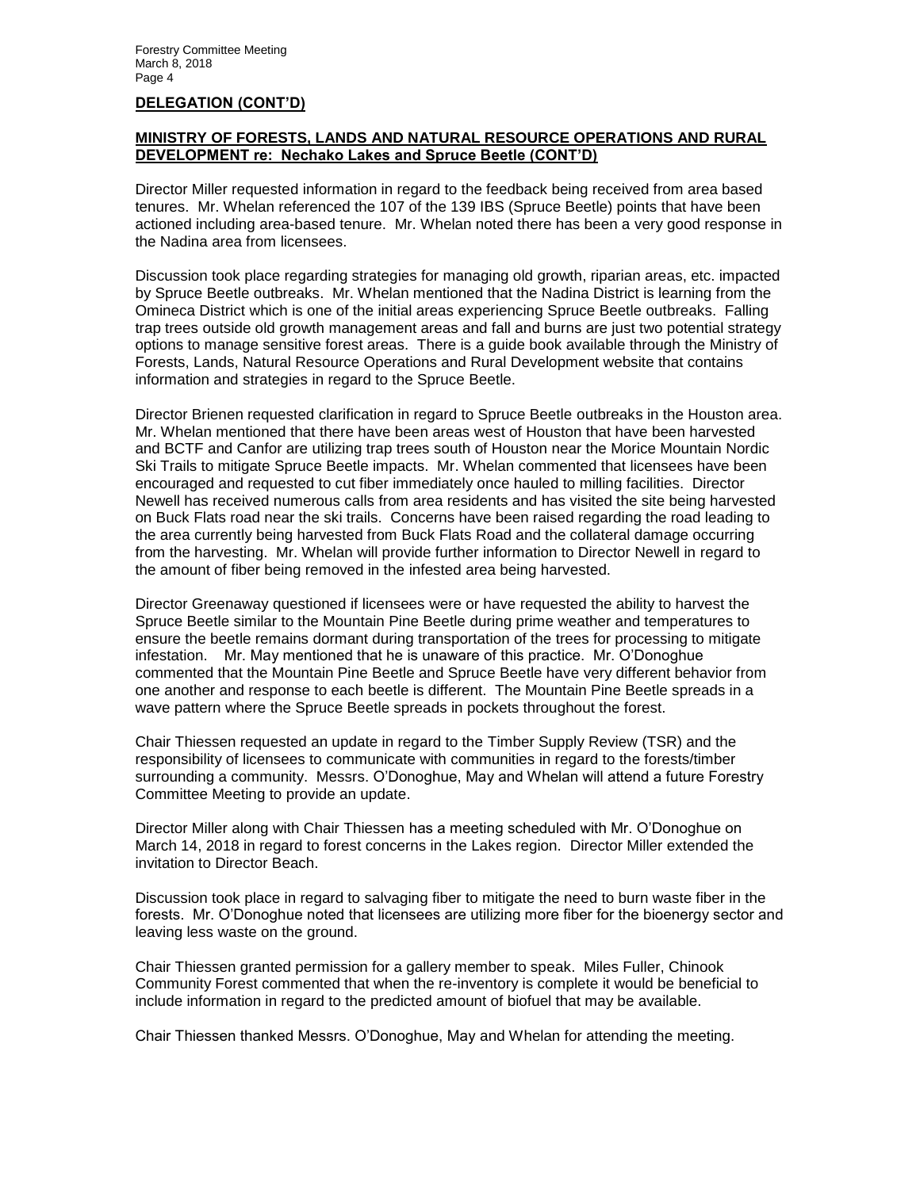**DELEGATION (CONT'D)**

**MINISTRY OF FORESTS, LANDS AND NATURAL RESOURCE OPERATIONS AND RURAL DEVELOPMENT re: Nechako Lakes and Spruce Beetle (CONT'D)**

Director Miller requested information in regard to the feedback being received from area based tenures. Mr. Whelan referenced the 107 of the 139 IBS (Spruce Beetle) points that have been actioned including area-based tenure. Mr. Whelan noted there has been a very good response in the Nadina area from licensees.

Discussion took place regarding strategies for managing old growth, riparian areas, etc. impacted by Spruce Beetle outbreaks. Mr. Whelan mentioned that the Nadina District is learning from the Omineca District which is one of the initial areas experiencing Spruce Beetle outbreaks. Falling trap trees outside old growth management areas and fall and burns are just two potential strategy options to manage sensitive forest areas. There is a guide book available through the Ministry of Forests, Lands, Natural Resource Operations and Rural Development website that contains information and strategies in regard to the Spruce Beetle.

Director Brienen requested clarification in regard to Spruce Beetle outbreaks in the Houston area. Mr. Whelan mentioned that there have been areas west of Houston that have been harvested and BCTF and Canfor are utilizing trap trees south of Houston near the Morice Mountain Nordic Ski Trails to mitigate Spruce Beetle impacts. Mr. Whelan commented that licensees have been encouraged and requested to cut fiber immediately once hauled to milling facilities. Director Newell has received numerous calls from area residents and has visited the site being harvested on Buck Flats road near the ski trails. Concerns have been raised regarding the road leading to the area currently being harvested from Buck Flats Road and the collateral damage occurring from the harvesting. Mr. Whelan will provide further information to Director Newell in regard to the amount of fiber being removed in the infested area being harvested.

Director Greenaway questioned if licensees were or have requested the ability to harvest the Spruce Beetle similar to the Mountain Pine Beetle during prime weather and temperatures to ensure the beetle remains dormant during transportation of the trees for processing to mitigate infestation. Mr. May mentioned that he is unaware of this practice. Mr. O'Donoghue commented that the Mountain Pine Beetle and Spruce Beetle have very different behavior from one another and response to each beetle is different. The Mountain Pine Beetle spreads in a wave pattern where the Spruce Beetle spreads in pockets throughout the forest.

Chair Thiessen requested an update in regard to the Timber Supply Review (TSR) and the responsibility of licensees to communicate with communities in regard to the forests/timber surrounding a community. Messrs. O'Donoghue, May and Whelan will attend a future Forestry Committee Meeting to provide an update.

Director Miller along with Chair Thiessen has a meeting scheduled with Mr. O'Donoghue on March 14, 2018 in regard to forest concerns in the Lakes region. Director Miller extended the invitation to Director Beach.

Discussion took place in regard to salvaging fiber to mitigate the need to burn waste fiber in the forests. Mr. O'Donoghue noted that licensees are utilizing more fiber for the bioenergy sector and leaving less waste on the ground.

Chair Thiessen granted permission for a gallery member to speak. Miles Fuller, Chinook Community Forest commented that when the re-inventory is complete it would be beneficial to include information in regard to the predicted amount of biofuel that may be available.

Chair Thiessen thanked Messrs. O'Donoghue, May and Whelan for attending the meeting.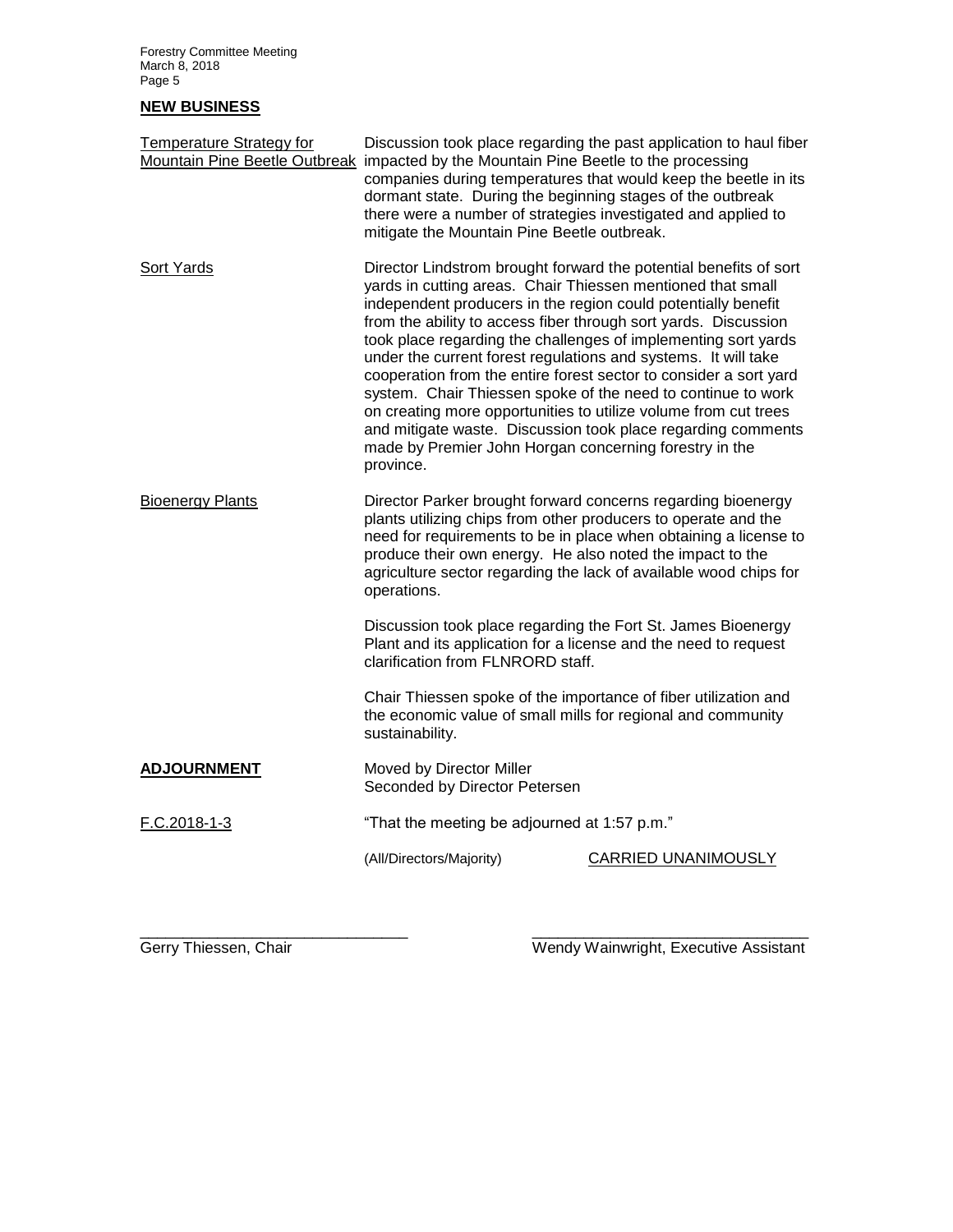## NEW BUSINESS

Temperature Strategy for Mountain Pine Beetle Outbreak

Discussion took place regarding the past application to haul fiber impacted by the Mountain Pine Beetle to the processing companies during temperatures that would keep the beetle in its dormant state. During the beginning stages of the outbreak there were a number of strategies investigated and applied to mitigate the Mountain Pine Beetle outbreak.

Sort Yards

Director Lindstrom brought forward the potential benefits of sort yards in cutting areas. Chair Thiessen mentioned that small independent producers in the region could potentially benefit from the ability to access fiber through sort yards. Discussion took place regarding the challenges of implementing sort yards under the current forest regulations and systems. It will take cooperation from the entire forest sector to consider a sort yard system. Chair Thiessen spoke of the need to continue to work on creating more opportunities to utilize volume from cut trees and mitigate waste. Discussion took place regarding comments made by Premier John Horgan concerning forestry in the province.

Bioenergy Plants

Director Parker brought forward concerns regarding bioenergy plants utilizing chips from other producers to operate and the need for requirements to be in place when obtaining a license to produce their own energy. He also noted the impact to the agriculture sector regarding the lack of available wood chips for operations.

Discussion took place regarding the Fort St. James Bioenergy Plant and its application for a license and the need to request clarification from FLNRORD staff.

Chair Thiessen spoke of the importance of fiber utilization and the economic value of small mills for regional and community sustainability.

**ADJOURNMENT**

Moved by Director Miller
Seconded by Director Petersen

F.C.2018-1-3

"That the meeting be adjourned at 1:57 p.m."

(All/Directors/Majority) CARRIED UNANIMOUSLY

\_\_\_\_\_\_\_\_\_\_\_\_\_\_\_\_\_\_\_\_\_\_\_\_\_\_\_\_\_\_
Gerry Thiessen, Chair

\_\_\_\_\_\_\_\_\_\_\_\_\_\_\_\_\_\_\_\_\_\_\_\_\_\_\_\_\_\_
Wendy Wainwright, Executive Assistant